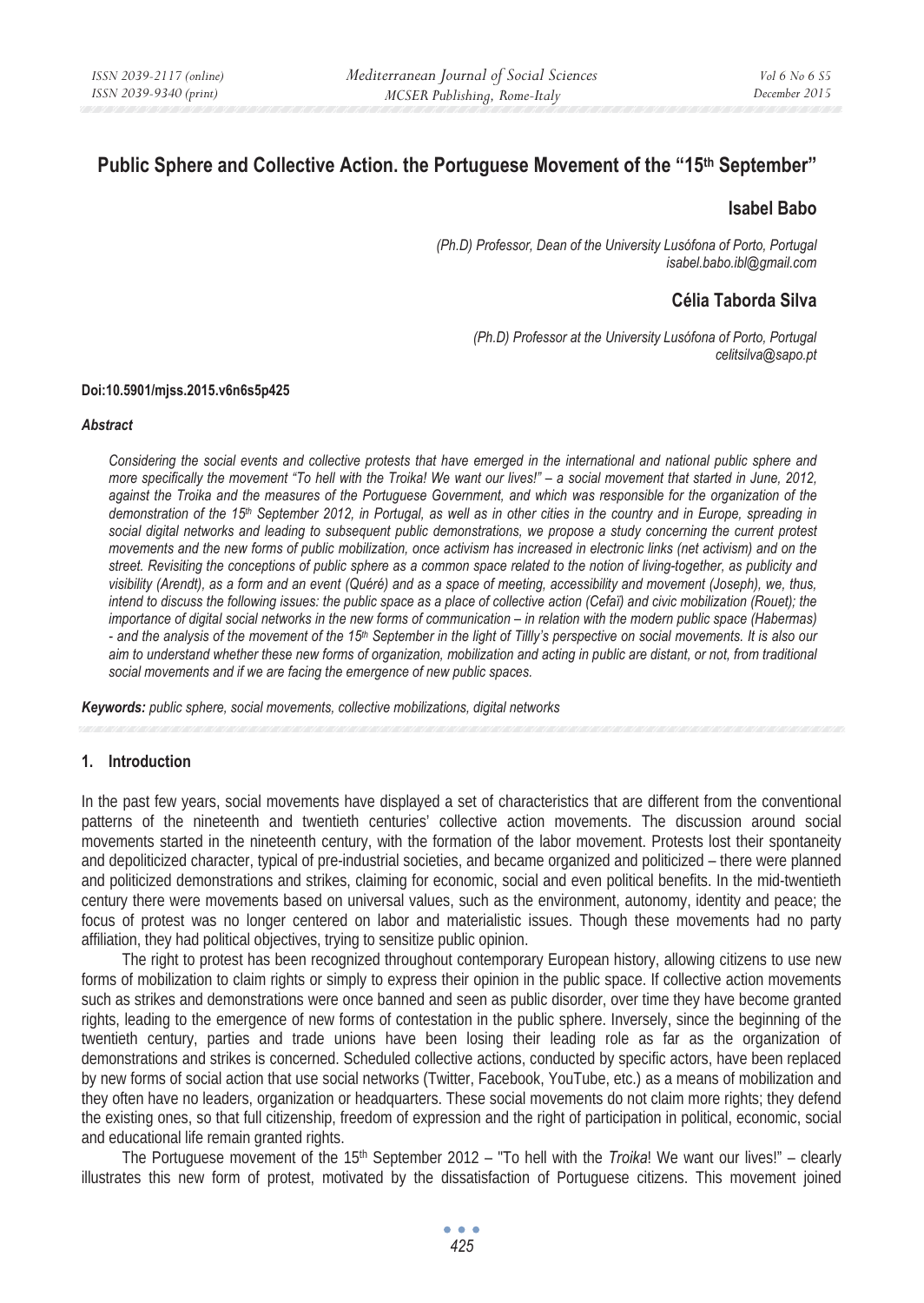# Public Sphere and Collective Action. the Portuguese Movement of the "15th September"

**Isabel Babo**

*(Ph.D) Professor, Dean of the University Lusófona of Porto, Portugal*
*isabel.babo.ibl@gmail.com*

**Célia Taborda Silva**

*(Ph.D) Professor at the University Lusófona of Porto, Portugal*
*celitsilva@sapo.pt*

**Doi:10.5901/mjss.2015.v6n6s5p425**

### *Abstract*

*Considering the social events and collective protests that have emerged in the international and national public sphere and more specifically the movement "To hell with the Troika! We want our lives!" – a social movement that started in June, 2012, against the Troika and the measures of the Portuguese Government, and which was responsible for the organization of the demonstration of the 15th September 2012, in Portugal, as well as in other cities in the country and in Europe, spreading in social digital networks and leading to subsequent public demonstrations, we propose a study concerning the current protest movements and the new forms of public mobilization, once activism has increased in electronic links (net activism) and on the street. Revisiting the conceptions of public sphere as a common space related to the notion of living-together, as publicity and visibility (Arendt), as a form and an event (Quéré) and as a space of meeting, accessibility and movement (Joseph), we, thus, intend to discuss the following issues: the public space as a place of collective action (Cefaï) and civic mobilization (Rouet); the importance of digital social networks in the new forms of communication – in relation with the modern public space (Habermas) - and the analysis of the movement of the 15th September in the light of Tillly's perspective on social movements. It is also our aim to understand whether these new forms of organization, mobilization and acting in public are distant, or not, from traditional social movements and if we are facing the emergence of new public spaces.*

***Keywords:*** *public sphere, social movements, collective mobilizations, digital networks*

## 1. Introduction

In the past few years, social movements have displayed a set of characteristics that are different from the conventional patterns of the nineteenth and twentieth centuries' collective action movements. The discussion around social movements started in the nineteenth century, with the formation of the labor movement. Protests lost their spontaneity and depoliticized character, typical of pre-industrial societies, and became organized and politicized – there were planned and politicized demonstrations and strikes, claiming for economic, social and even political benefits. In the mid-twentieth century there were movements based on universal values, such as the environment, autonomy, identity and peace; the focus of protest was no longer centered on labor and materialistic issues. Though these movements had no party affiliation, they had political objectives, trying to sensitize public opinion.

The right to protest has been recognized throughout contemporary European history, allowing citizens to use new forms of mobilization to claim rights or simply to express their opinion in the public space. If collective action movements such as strikes and demonstrations were once banned and seen as public disorder, over time they have become granted rights, leading to the emergence of new forms of contestation in the public sphere. Inversely, since the beginning of the twentieth century, parties and trade unions have been losing their leading role as far as the organization of demonstrations and strikes is concerned. Scheduled collective actions, conducted by specific actors, have been replaced by new forms of social action that use social networks (Twitter, Facebook, YouTube, etc.) as a means of mobilization and they often have no leaders, organization or headquarters. These social movements do not claim more rights; they defend the existing ones, so that full citizenship, freedom of expression and the right of participation in political, economic, social and educational life remain granted rights.

The Portuguese movement of the 15th September 2012 – "To hell with the *Troika*! We want our lives!" – clearly illustrates this new form of protest, motivated by the dissatisfaction of Portuguese citizens. This movement joined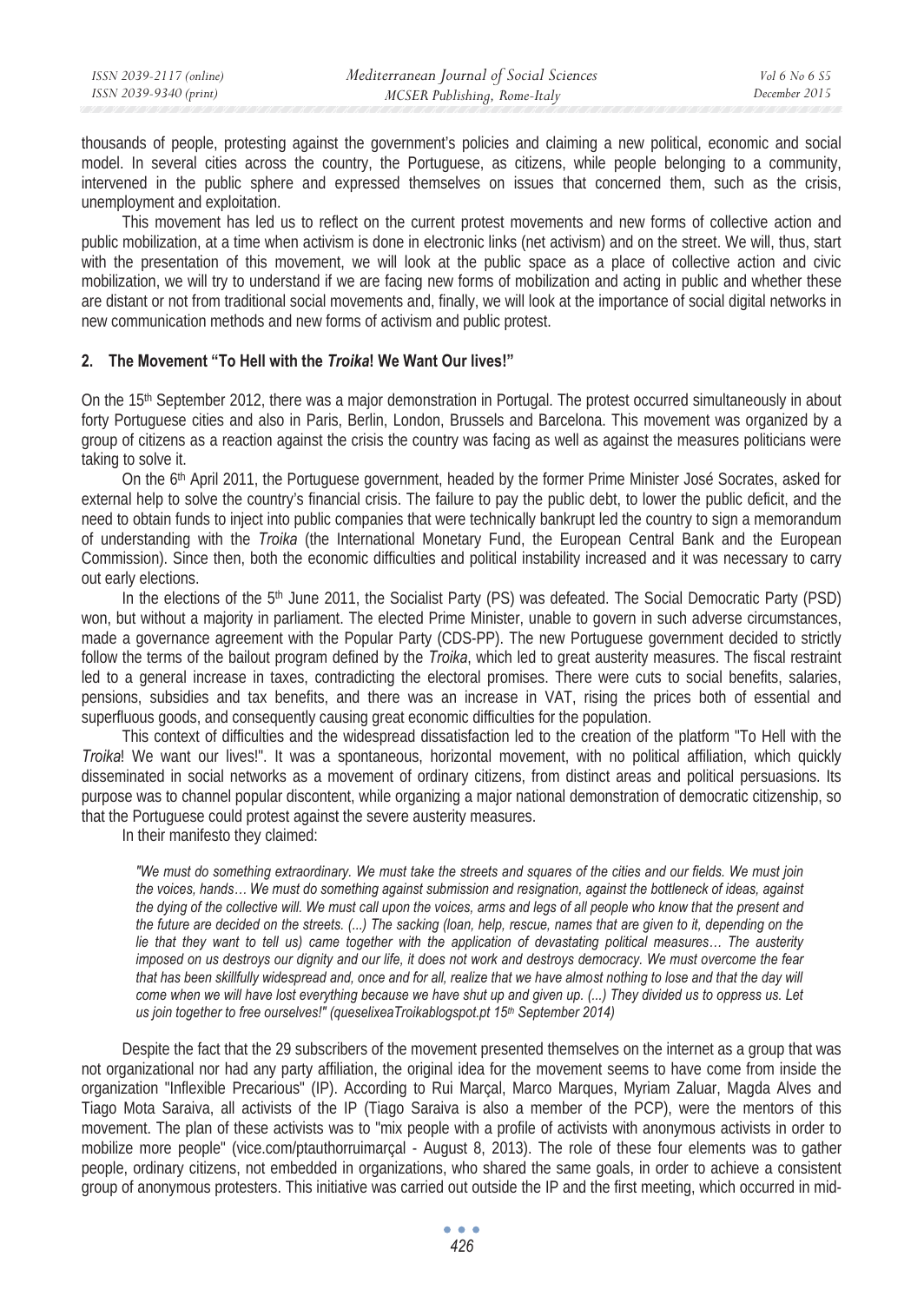thousands of people, protesting against the government's policies and claiming a new political, economic and social model. In several cities across the country, the Portuguese, as citizens, while people belonging to a community, intervened in the public sphere and expressed themselves on issues that concerned them, such as the crisis, unemployment and exploitation.

This movement has led us to reflect on the current protest movements and new forms of collective action and public mobilization, at a time when activism is done in electronic links (net activism) and on the street. We will, thus, start with the presentation of this movement, we will look at the public space as a place of collective action and civic mobilization, we will try to understand if we are facing new forms of mobilization and acting in public and whether these are distant or not from traditional social movements and, finally, we will look at the importance of social digital networks in new communication methods and new forms of activism and public protest.

## 2. The Movement "To Hell with the *Troika*! We Want Our lives!"

On the 15th September 2012, there was a major demonstration in Portugal. The protest occurred simultaneously in about forty Portuguese cities and also in Paris, Berlin, London, Brussels and Barcelona. This movement was organized by a group of citizens as a reaction against the crisis the country was facing as well as against the measures politicians were taking to solve it.

On the 6th April 2011, the Portuguese government, headed by the former Prime Minister José Socrates, asked for external help to solve the country's financial crisis. The failure to pay the public debt, to lower the public deficit, and the need to obtain funds to inject into public companies that were technically bankrupt led the country to sign a memorandum of understanding with the *Troika* (the International Monetary Fund, the European Central Bank and the European Commission). Since then, both the economic difficulties and political instability increased and it was necessary to carry out early elections.

In the elections of the 5th June 2011, the Socialist Party (PS) was defeated. The Social Democratic Party (PSD) won, but without a majority in parliament. The elected Prime Minister, unable to govern in such adverse circumstances, made a governance agreement with the Popular Party (CDS-PP). The new Portuguese government decided to strictly follow the terms of the bailout program defined by the *Troika*, which led to great austerity measures. The fiscal restraint led to a general increase in taxes, contradicting the electoral promises. There were cuts to social benefits, salaries, pensions, subsidies and tax benefits, and there was an increase in VAT, rising the prices both of essential and superfluous goods, and consequently causing great economic difficulties for the population.

This context of difficulties and the widespread dissatisfaction led to the creation of the platform "To Hell with the *Troika*! We want our lives!". It was a spontaneous, horizontal movement, with no political affiliation, which quickly disseminated in social networks as a movement of ordinary citizens, from distinct areas and political persuasions. Its purpose was to channel popular discontent, while organizing a major national demonstration of democratic citizenship, so that the Portuguese could protest against the severe austerity measures.

In their manifesto they claimed:

> *"We must do something extraordinary. We must take the streets and squares of the cities and our fields. We must join the voices, hands… We must do something against submission and resignation, against the bottleneck of ideas, against the dying of the collective will. We must call upon the voices, arms and legs of all people who know that the present and the future are decided on the streets. (...) The sacking (loan, help, rescue, names that are given to it, depending on the lie that they want to tell us) came together with the application of devastating political measures… The austerity imposed on us destroys our dignity and our life, it does not work and destroys democracy. We must overcome the fear that has been skillfully widespread and, once and for all, realize that we have almost nothing to lose and that the day will come when we will have lost everything because we have shut up and given up. (...) They divided us to oppress us. Let us join together to free ourselves!" (queselixeaTroikablogspot.pt 15th September 2014)*

Despite the fact that the 29 subscribers of the movement presented themselves on the internet as a group that was not organizational nor had any party affiliation, the original idea for the movement seems to have come from inside the organization "Inflexible Precarious" (IP). According to Rui Marçal, Marco Marques, Myriam Zaluar, Magda Alves and Tiago Mota Saraiva, all activists of the IP (Tiago Saraiva is also a member of the PCP), were the mentors of this movement. The plan of these activists was to "mix people with a profile of activists with anonymous activists in order to mobilize more people" (vice.com/ptauthorruimarçal - August 8, 2013). The role of these four elements was to gather people, ordinary citizens, not embedded in organizations, who shared the same goals, in order to achieve a consistent group of anonymous protesters. This initiative was carried out outside the IP and the first meeting, which occurred in mid-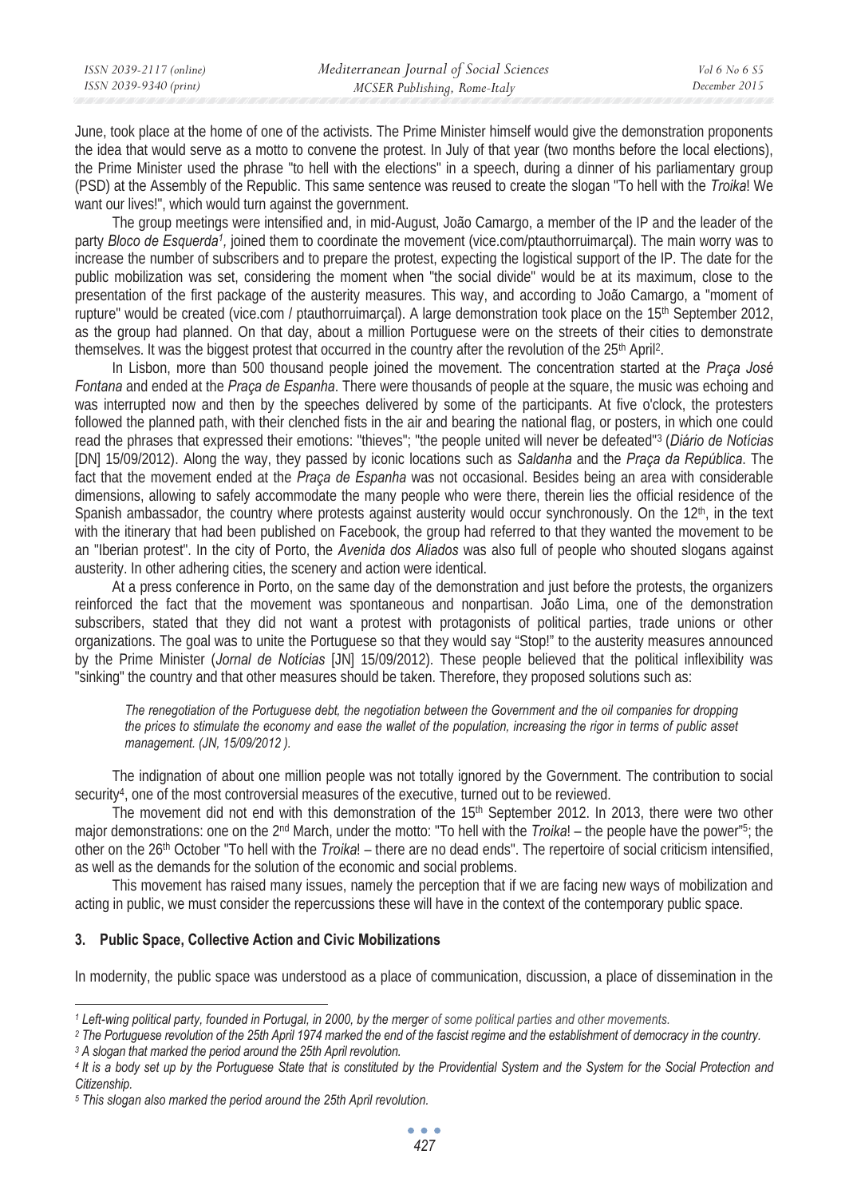June, took place at the home of one of the activists. The Prime Minister himself would give the demonstration proponents the idea that would serve as a motto to convene the protest. In July of that year (two months before the local elections), the Prime Minister used the phrase "to hell with the elections" in a speech, during a dinner of his parliamentary group (PSD) at the Assembly of the Republic. This same sentence was reused to create the slogan "To hell with the *Troika*! We want our lives!", which would turn against the government.

The group meetings were intensified and, in mid-August, João Camargo, a member of the IP and the leader of the party *Bloco de Esquerda*[1], joined them to coordinate the movement (vice.com/ptauthorruimarçal). The main worry was to increase the number of subscribers and to prepare the protest, expecting the logistical support of the IP. The date for the public mobilization was set, considering the moment when "the social divide" would be at its maximum, close to the presentation of the first package of the austerity measures. This way, and according to João Camargo, a "moment of rupture" would be created (vice.com / ptauthorruimarçal). A large demonstration took place on the 15th September 2012, as the group had planned. On that day, about a million Portuguese were on the streets of their cities to demonstrate themselves. It was the biggest protest that occurred in the country after the revolution of the 25th April[2].

In Lisbon, more than 500 thousand people joined the movement. The concentration started at the *Praça José Fontana* and ended at the *Praça de Espanha*. There were thousands of people at the square, the music was echoing and was interrupted now and then by the speeches delivered by some of the participants. At five o'clock, the protesters followed the planned path, with their clenched fists in the air and bearing the national flag, or posters, in which one could read the phrases that expressed their emotions: "thieves"; "the people united will never be defeated"[3] (*Diário de Notícias* [DN] 15/09/2012). Along the way, they passed by iconic locations such as *Saldanha* and the *Praça da República*. The fact that the movement ended at the *Praça de Espanha* was not occasional. Besides being an area with considerable dimensions, allowing to safely accommodate the many people who were there, therein lies the official residence of the Spanish ambassador, the country where protests against austerity would occur synchronously. On the 12th, in the text with the itinerary that had been published on Facebook, the group had referred to that they wanted the movement to be an "Iberian protest". In the city of Porto, the *Avenida dos Aliados* was also full of people who shouted slogans against austerity. In other adhering cities, the scenery and action were identical.

At a press conference in Porto, on the same day of the demonstration and just before the protests, the organizers reinforced the fact that the movement was spontaneous and nonpartisan. João Lima, one of the demonstration subscribers, stated that they did not want a protest with protagonists of political parties, trade unions or other organizations. The goal was to unite the Portuguese so that they would say "Stop!" to the austerity measures announced by the Prime Minister (*Jornal de Notícias* [JN] 15/09/2012). These people believed that the political inflexibility was "sinking" the country and that other measures should be taken. Therefore, they proposed solutions such as:

> *The renegotiation of the Portuguese debt, the negotiation between the Government and the oil companies for dropping the prices to stimulate the economy and ease the wallet of the population, increasing the rigor in terms of public asset management. (JN, 15/09/2012 ).*

The indignation of about one million people was not totally ignored by the Government. The contribution to social security[4], one of the most controversial measures of the executive, turned out to be reviewed.

The movement did not end with this demonstration of the 15th September 2012. In 2013, there were two other major demonstrations: one on the 2nd March, under the motto: "To hell with the *Troika*! – the people have the power"[5]; the other on the 26th October "To hell with the *Troika*! – there are no dead ends". The repertoire of social criticism intensified, as well as the demands for the solution of the economic and social problems.

This movement has raised many issues, namely the perception that if we are facing new ways of mobilization and acting in public, we must consider the repercussions these will have in the context of the contemporary public space.

## 3. Public Space, Collective Action and Civic Mobilizations

In modernity, the public space was understood as a place of communication, discussion, a place of dissemination in the

---

*[1] Left-wing political party, founded in Portugal, in 2000, by the merger of some political parties and other movements.*

*[2] The Portuguese revolution of the 25th April 1974 marked the end of the fascist regime and the establishment of democracy in the country.*

*[3] A slogan that marked the period around the 25th April revolution.*

*[4] It is a body set up by the Portuguese State that is constituted by the Providential System and the System for the Social Protection and Citizenship.*

*[5] This slogan also marked the period around the 25th April revolution.*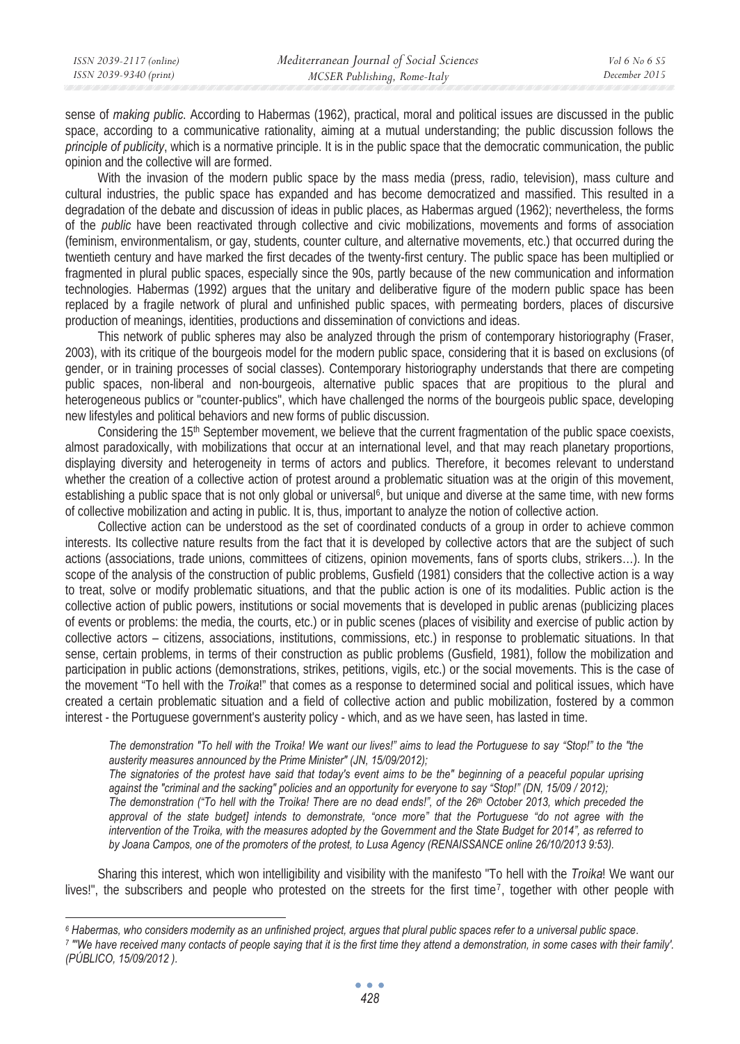sense of *making public*. According to Habermas (1962), practical, moral and political issues are discussed in the public space, according to a communicative rationality, aiming at a mutual understanding; the public discussion follows the *principle of publicity*, which is a normative principle. It is in the public space that the democratic communication, the public opinion and the collective will are formed.

With the invasion of the modern public space by the mass media (press, radio, television), mass culture and cultural industries, the public space has expanded and has become democratized and massified. This resulted in a degradation of the debate and discussion of ideas in public places, as Habermas argued (1962); nevertheless, the forms of the *public* have been reactivated through collective and civic mobilizations, movements and forms of association (feminism, environmentalism, or gay, students, counter culture, and alternative movements, etc.) that occurred during the twentieth century and have marked the first decades of the twenty-first century. The public space has been multiplied or fragmented in plural public spaces, especially since the 90s, partly because of the new communication and information technologies. Habermas (1992) argues that the unitary and deliberative figure of the modern public space has been replaced by a fragile network of plural and unfinished public spaces, with permeating borders, places of discursive production of meanings, identities, productions and dissemination of convictions and ideas.

This network of public spheres may also be analyzed through the prism of contemporary historiography (Fraser, 2003), with its critique of the bourgeois model for the modern public space, considering that it is based on exclusions (of gender, or in training processes of social classes). Contemporary historiography understands that there are competing public spaces, non-liberal and non-bourgeois, alternative public spaces that are propitious to the plural and heterogeneous publics or "counter-publics", which have challenged the norms of the bourgeois public space, developing new lifestyles and political behaviors and new forms of public discussion.

Considering the 15th September movement, we believe that the current fragmentation of the public space coexists, almost paradoxically, with mobilizations that occur at an international level, and that may reach planetary proportions, displaying diversity and heterogeneity in terms of actors and publics. Therefore, it becomes relevant to understand whether the creation of a collective action of protest around a problematic situation was at the origin of this movement, establishing a public space that is not only global or universal[6], but unique and diverse at the same time, with new forms of collective mobilization and acting in public. It is, thus, important to analyze the notion of collective action.

Collective action can be understood as the set of coordinated conducts of a group in order to achieve common interests. Its collective nature results from the fact that it is developed by collective actors that are the subject of such actions (associations, trade unions, committees of citizens, opinion movements, fans of sports clubs, strikers…). In the scope of the analysis of the construction of public problems, Gusfield (1981) considers that the collective action is a way to treat, solve or modify problematic situations, and that the public action is one of its modalities. Public action is the collective action of public powers, institutions or social movements that is developed in public arenas (publicizing places of events or problems: the media, the courts, etc.) or in public scenes (places of visibility and exercise of public action by collective actors – citizens, associations, institutions, commissions, etc.) in response to problematic situations. In that sense, certain problems, in terms of their construction as public problems (Gusfield, 1981), follow the mobilization and participation in public actions (demonstrations, strikes, petitions, vigils, etc.) or the social movements. This is the case of the movement "To hell with the *Troika*!" that comes as a response to determined social and political issues, which have created a certain problematic situation and a field of collective action and public mobilization, fostered by a common interest - the Portuguese government's austerity policy - which, and as we have seen, has lasted in time.

> *The demonstration "To hell with the Troika! We want our lives!" aims to lead the Portuguese to say "Stop!" to the "the austerity measures announced by the Prime Minister" (JN, 15/09/2012);*
> *The signatories of the protest have said that today's event aims to be the" beginning of a peaceful popular uprising against the "criminal and the sacking" policies and an opportunity for everyone to say "Stop!" (DN, 15/09 / 2012);*
> *The demonstration ("To hell with the Troika! There are no dead ends!", of the 26th October 2013, which preceded the approval of the state budget] intends to demonstrate, "once more" that the Portuguese "do not agree with the intervention of the Troika, with the measures adopted by the Government and the State Budget for 2014", as referred to by Joana Campos, one of the promoters of the protest, to Lusa Agency (RENAISSANCE online 26/10/2013 9:53).*

Sharing this interest, which won intelligibility and visibility with the manifesto "To hell with the *Troika*! We want our lives!", the subscribers and people who protested on the streets for the first time[7], together with other people with

---

[6] *Habermas, who considers modernity as an unfinished project, argues that plural public spaces refer to a universal public space.*

[7] *"'We have received many contacts of people saying that it is the first time they attend a demonstration, in some cases with their family'. (PÚBLICO, 15/09/2012 ).*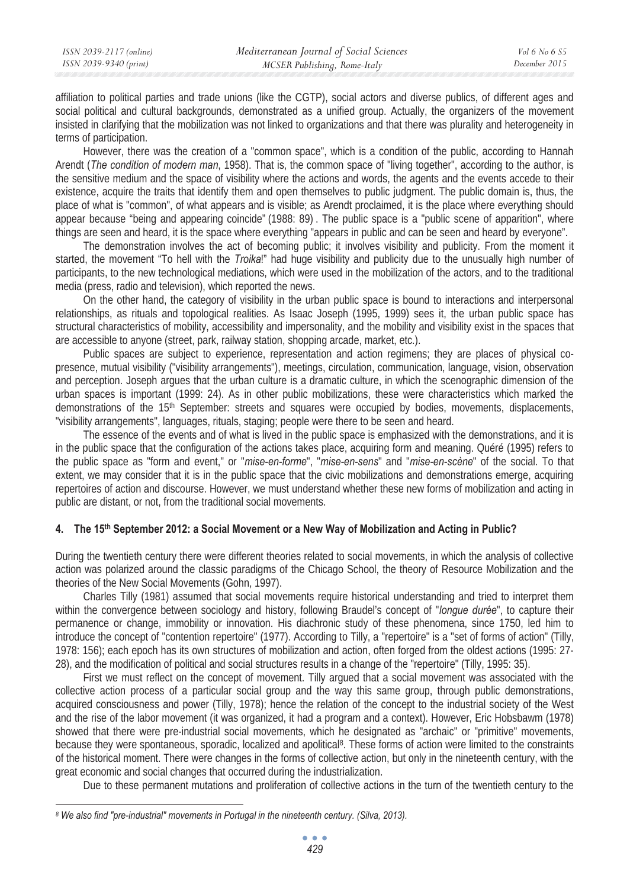affiliation to political parties and trade unions (like the CGTP), social actors and diverse publics, of different ages and social political and cultural backgrounds, demonstrated as a unified group. Actually, the organizers of the movement insisted in clarifying that the mobilization was not linked to organizations and that there was plurality and heterogeneity in terms of participation.

However, there was the creation of a "common space", which is a condition of the public, according to Hannah Arendt (*The condition of modern man*, 1958). That is, the common space of "living together", according to the author, is the sensitive medium and the space of visibility where the actions and words, the agents and the events accede to their existence, acquire the traits that identify them and open themselves to public judgment. The public domain is, thus, the place of what is "common", of what appears and is visible; as Arendt proclaimed, it is the place where everything should appear because "being and appearing coincide" (1988: 89) . The public space is a "public scene of apparition", where things are seen and heard, it is the space where everything "appears in public and can be seen and heard by everyone".

The demonstration involves the act of becoming public; it involves visibility and publicity. From the moment it started, the movement "To hell with the *Troika*!" had huge visibility and publicity due to the unusually high number of participants, to the new technological mediations, which were used in the mobilization of the actors, and to the traditional media (press, radio and television), which reported the news.

On the other hand, the category of visibility in the urban public space is bound to interactions and interpersonal relationships, as rituals and topological realities. As Isaac Joseph (1995, 1999) sees it, the urban public space has structural characteristics of mobility, accessibility and impersonality, and the mobility and visibility exist in the spaces that are accessible to anyone (street, park, railway station, shopping arcade, market, etc.).

Public spaces are subject to experience, representation and action regimens; they are places of physical co-presence, mutual visibility ("visibility arrangements"), meetings, circulation, communication, language, vision, observation and perception. Joseph argues that the urban culture is a dramatic culture, in which the scenographic dimension of the urban spaces is important (1999: 24). As in other public mobilizations, these were characteristics which marked the demonstrations of the 15th September: streets and squares were occupied by bodies, movements, displacements, "visibility arrangements", languages, rituals, staging; people were there to be seen and heard.

The essence of the events and of what is lived in the public space is emphasized with the demonstrations, and it is in the public space that the configuration of the actions takes place, acquiring form and meaning. Quéré (1995) refers to the public space as "form and event," or "*mise-en-forme*", "*mise-en-sens*" and "*mise-en-scène*" of the social. To that extent, we may consider that it is in the public space that the civic mobilizations and demonstrations emerge, acquiring repertoires of action and discourse. However, we must understand whether these new forms of mobilization and acting in public are distant, or not, from the traditional social movements.

## 4. The 15th September 2012: a Social Movement or a New Way of Mobilization and Acting in Public?

During the twentieth century there were different theories related to social movements, in which the analysis of collective action was polarized around the classic paradigms of the Chicago School, the theory of Resource Mobilization and the theories of the New Social Movements (Gohn, 1997).

Charles Tilly (1981) assumed that social movements require historical understanding and tried to interpret them within the convergence between sociology and history, following Braudel's concept of "*longue durée*", to capture their permanence or change, immobility or innovation. His diachronic study of these phenomena, since 1750, led him to introduce the concept of "contention repertoire" (1977). According to Tilly, a "repertoire" is a "set of forms of action" (Tilly, 1978: 156); each epoch has its own structures of mobilization and action, often forged from the oldest actions (1995: 27-28), and the modification of political and social structures results in a change of the "repertoire" (Tilly, 1995: 35).

First we must reflect on the concept of movement. Tilly argued that a social movement was associated with the collective action process of a particular social group and the way this same group, through public demonstrations, acquired consciousness and power (Tilly, 1978); hence the relation of the concept to the industrial society of the West and the rise of the labor movement (it was organized, it had a program and a context). However, Eric Hobsbawm (1978) showed that there were pre-industrial social movements, which he designated as "archaic" or "primitive" movements, because they were spontaneous, sporadic, localized and apolitical[8]. These forms of action were limited to the constraints of the historical moment. There were changes in the forms of collective action, but only in the nineteenth century, with the great economic and social changes that occurred during the industrialization.

Due to these permanent mutations and proliferation of collective actions in the turn of the twentieth century to the

[8] *We also find "pre-industrial" movements in Portugal in the nineteenth century. (Silva, 2013).*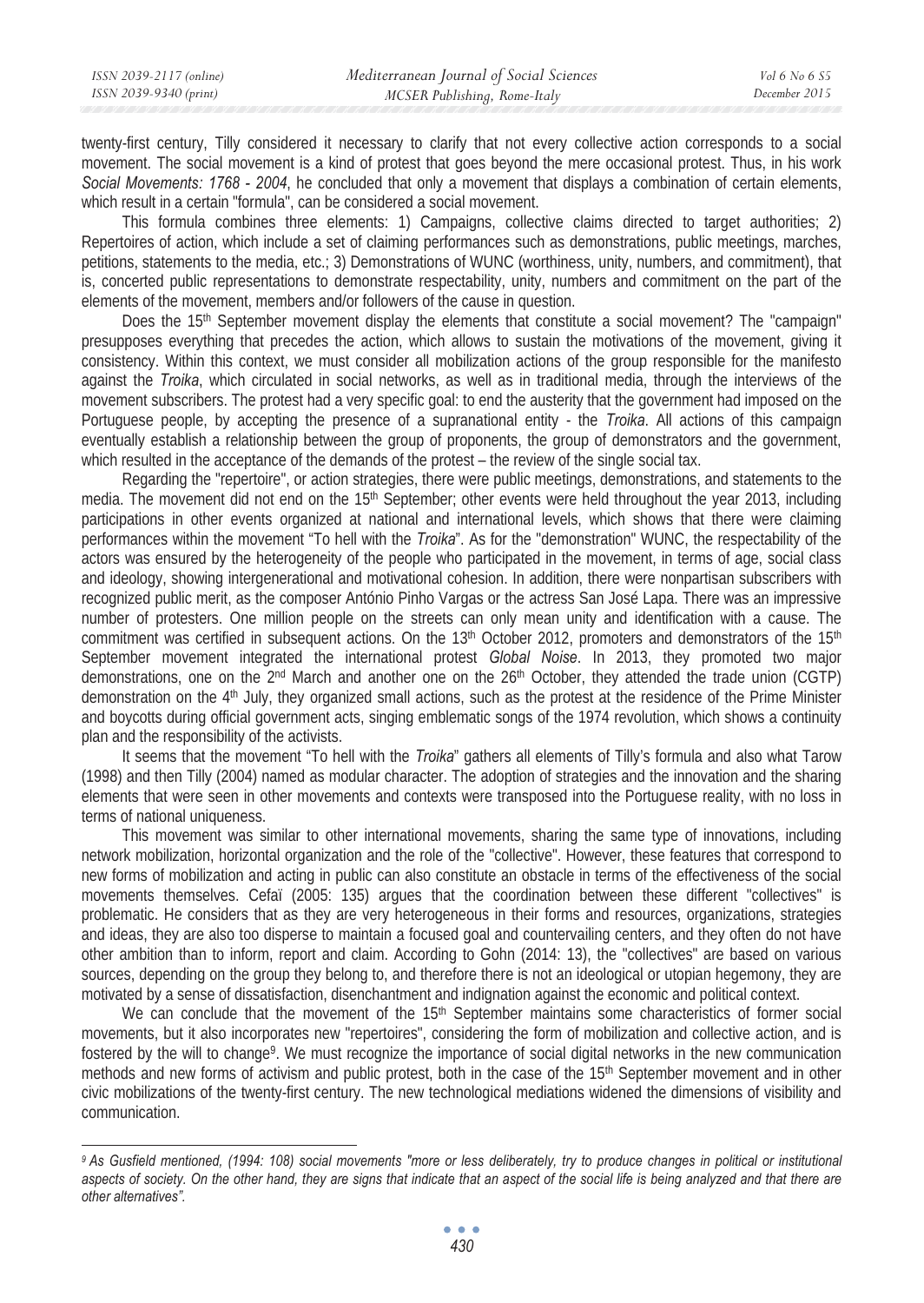twenty-first century, Tilly considered it necessary to clarify that not every collective action corresponds to a social movement. The social movement is a kind of protest that goes beyond the mere occasional protest. Thus, in his work *Social Movements: 1768 - 2004*, he concluded that only a movement that displays a combination of certain elements, which result in a certain "formula", can be considered a social movement.

This formula combines three elements: 1) Campaigns, collective claims directed to target authorities; 2) Repertoires of action, which include a set of claiming performances such as demonstrations, public meetings, marches, petitions, statements to the media, etc.; 3) Demonstrations of WUNC (worthiness, unity, numbers, and commitment), that is, concerted public representations to demonstrate respectability, unity, numbers and commitment on the part of the elements of the movement, members and/or followers of the cause in question.

Does the 15th September movement display the elements that constitute a social movement? The "campaign" presupposes everything that precedes the action, which allows to sustain the motivations of the movement, giving it consistency. Within this context, we must consider all mobilization actions of the group responsible for the manifesto against the *Troika*, which circulated in social networks, as well as in traditional media, through the interviews of the movement subscribers. The protest had a very specific goal: to end the austerity that the government had imposed on the Portuguese people, by accepting the presence of a supranational entity - the *Troika*. All actions of this campaign eventually establish a relationship between the group of proponents, the group of demonstrators and the government, which resulted in the acceptance of the demands of the protest – the review of the single social tax.

Regarding the "repertoire", or action strategies, there were public meetings, demonstrations, and statements to the media. The movement did not end on the 15th September; other events were held throughout the year 2013, including participations in other events organized at national and international levels, which shows that there were claiming performances within the movement "To hell with the *Troika*". As for the "demonstration" WUNC, the respectability of the actors was ensured by the heterogeneity of the people who participated in the movement, in terms of age, social class and ideology, showing intergenerational and motivational cohesion. In addition, there were nonpartisan subscribers with recognized public merit, as the composer António Pinho Vargas or the actress San José Lapa. There was an impressive number of protesters. One million people on the streets can only mean unity and identification with a cause. The commitment was certified in subsequent actions. On the 13th October 2012, promoters and demonstrators of the 15th September movement integrated the international protest *Global Noise*. In 2013, they promoted two major demonstrations, one on the 2nd March and another one on the 26th October, they attended the trade union (CGTP) demonstration on the 4th July, they organized small actions, such as the protest at the residence of the Prime Minister and boycotts during official government acts, singing emblematic songs of the 1974 revolution, which shows a continuity plan and the responsibility of the activists.

It seems that the movement "To hell with the *Troika*" gathers all elements of Tilly's formula and also what Tarow (1998) and then Tilly (2004) named as modular character. The adoption of strategies and the innovation and the sharing elements that were seen in other movements and contexts were transposed into the Portuguese reality, with no loss in terms of national uniqueness.

This movement was similar to other international movements, sharing the same type of innovations, including network mobilization, horizontal organization and the role of the "collective". However, these features that correspond to new forms of mobilization and acting in public can also constitute an obstacle in terms of the effectiveness of the social movements themselves. Cefaï (2005: 135) argues that the coordination between these different "collectives" is problematic. He considers that as they are very heterogeneous in their forms and resources, organizations, strategies and ideas, they are also too disperse to maintain a focused goal and countervailing centers, and they often do not have other ambition than to inform, report and claim. According to Gohn (2014: 13), the "collectives" are based on various sources, depending on the group they belong to, and therefore there is not an ideological or utopian hegemony, they are motivated by a sense of dissatisfaction, disenchantment and indignation against the economic and political context.

We can conclude that the movement of the 15th September maintains some characteristics of former social movements, but it also incorporates new "repertoires", considering the form of mobilization and collective action, and is fostered by the will to change[9]. We must recognize the importance of social digital networks in the new communication methods and new forms of activism and public protest, both in the case of the 15th September movement and in other civic mobilizations of the twenty-first century. The new technological mediations widened the dimensions of visibility and communication.

---

[9] *As Gusfield mentioned, (1994: 108) social movements "more or less deliberately, try to produce changes in political or institutional aspects of society. On the other hand, they are signs that indicate that an aspect of the social life is being analyzed and that there are other alternatives".*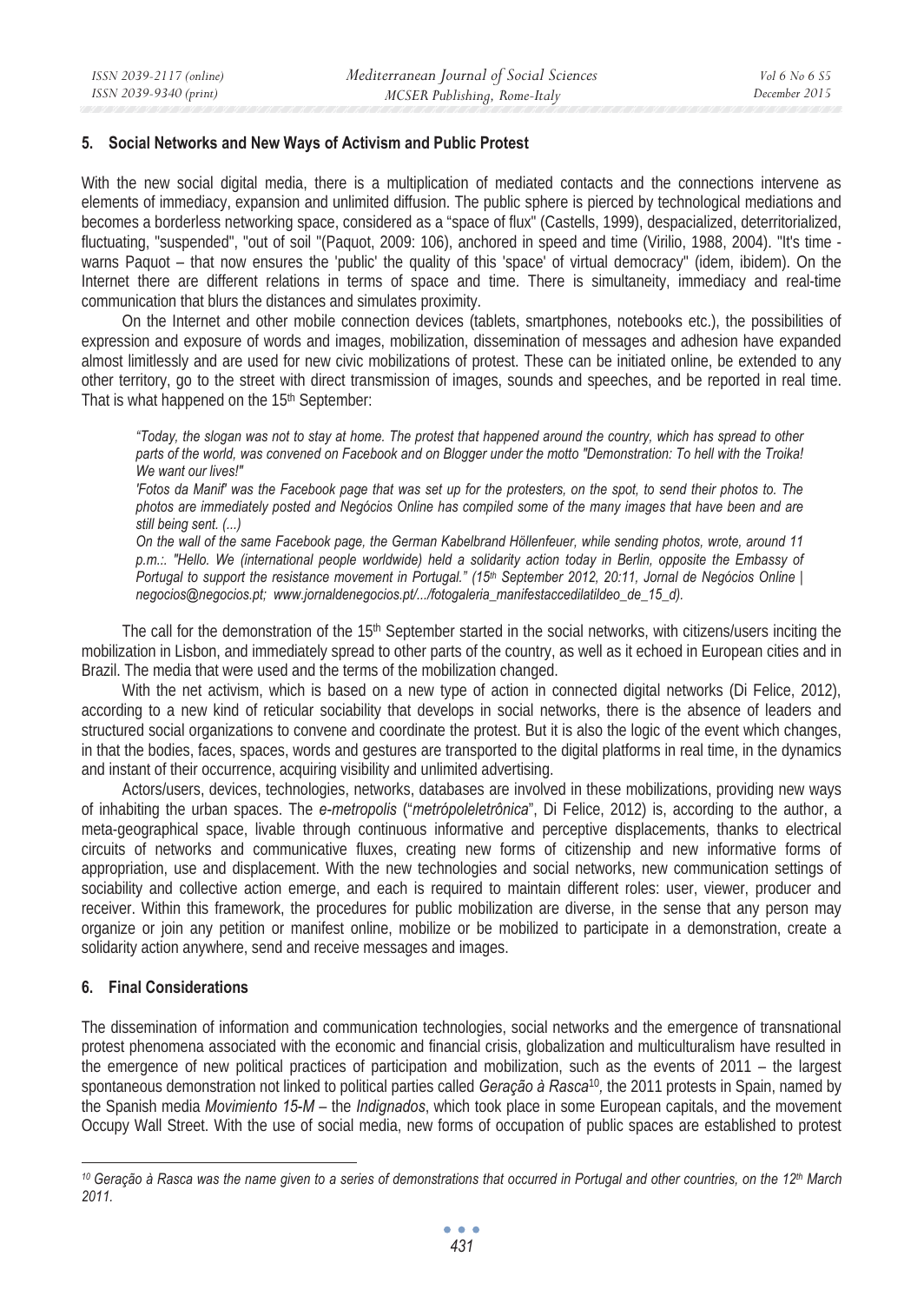## 5. Social Networks and New Ways of Activism and Public Protest

With the new social digital media, there is a multiplication of mediated contacts and the connections intervene as elements of immediacy, expansion and unlimited diffusion. The public sphere is pierced by technological mediations and becomes a borderless networking space, considered as a "space of flux" (Castells, 1999), despacialized, deterritorialized, fluctuating, "suspended", "out of soil "(Paquot, 2009: 106), anchored in speed and time (Virilio, 1988, 2004). "It's time - warns Paquot – that now ensures the 'public' the quality of this 'space' of virtual democracy" (idem, ibidem). On the Internet there are different relations in terms of space and time. There is simultaneity, immediacy and real-time communication that blurs the distances and simulates proximity.

On the Internet and other mobile connection devices (tablets, smartphones, notebooks etc.), the possibilities of expression and exposure of words and images, mobilization, dissemination of messages and adhesion have expanded almost limitlessly and are used for new civic mobilizations of protest. These can be initiated online, be extended to any other territory, go to the street with direct transmission of images, sounds and speeches, and be reported in real time. That is what happened on the 15th September:

> *"Today, the slogan was not to stay at home. The protest that happened around the country, which has spread to other parts of the world, was convened on Facebook and on Blogger under the motto "Demonstration: To hell with the Troika! We want our lives!"*
>
> *'Fotos da Manif' was the Facebook page that was set up for the protesters, on the spot, to send their photos to. The photos are immediately posted and Negócios Online has compiled some of the many images that have been and are still being sent. (...)*
>
> *On the wall of the same Facebook page, the German Kabelbrand Höllenfeuer, while sending photos, wrote, around 11 p.m.:. "Hello. We (international people worldwide) held a solidarity action today in Berlin, opposite the Embassy of Portugal to support the resistance movement in Portugal." (15th September 2012, 20:11, Jornal de Negócios Online | negocios@negocios.pt; www.jornaldenegocios.pt/.../fotogaleria_manifestaccedilatildeo_de_15_d).*

The call for the demonstration of the 15th September started in the social networks, with citizens/users inciting the mobilization in Lisbon, and immediately spread to other parts of the country, as well as it echoed in European cities and in Brazil. The media that were used and the terms of the mobilization changed.

With the net activism, which is based on a new type of action in connected digital networks (Di Felice, 2012), according to a new kind of reticular sociability that develops in social networks, there is the absence of leaders and structured social organizations to convene and coordinate the protest. But it is also the logic of the event which changes, in that the bodies, faces, spaces, words and gestures are transported to the digital platforms in real time, in the dynamics and instant of their occurrence, acquiring visibility and unlimited advertising.

Actors/users, devices, technologies, networks, databases are involved in these mobilizations, providing new ways of inhabiting the urban spaces. The *e-metropolis* ("*metrópoleletrônica*", Di Felice, 2012) is, according to the author, a meta-geographical space, livable through continuous informative and perceptive displacements, thanks to electrical circuits of networks and communicative fluxes, creating new forms of citizenship and new informative forms of appropriation, use and displacement. With the new technologies and social networks, new communication settings of sociability and collective action emerge, and each is required to maintain different roles: user, viewer, producer and receiver. Within this framework, the procedures for public mobilization are diverse, in the sense that any person may organize or join any petition or manifest online, mobilize or be mobilized to participate in a demonstration, create a solidarity action anywhere, send and receive messages and images.

## 6. Final Considerations

The dissemination of information and communication technologies, social networks and the emergence of transnational protest phenomena associated with the economic and financial crisis, globalization and multiculturalism have resulted in the emergence of new political practices of participation and mobilization, such as the events of 2011 – the largest spontaneous demonstration not linked to political parties called *Geração à Rasca*[10], the 2011 protests in Spain, named by the Spanish media *Movimiento 15-M* – the *Indignados*, which took place in some European capitals, and the movement Occupy Wall Street. With the use of social media, new forms of occupation of public spaces are established to protest

---

*[10] Geração à Rasca was the name given to a series of demonstrations that occurred in Portugal and other countries, on the 12th March 2011.*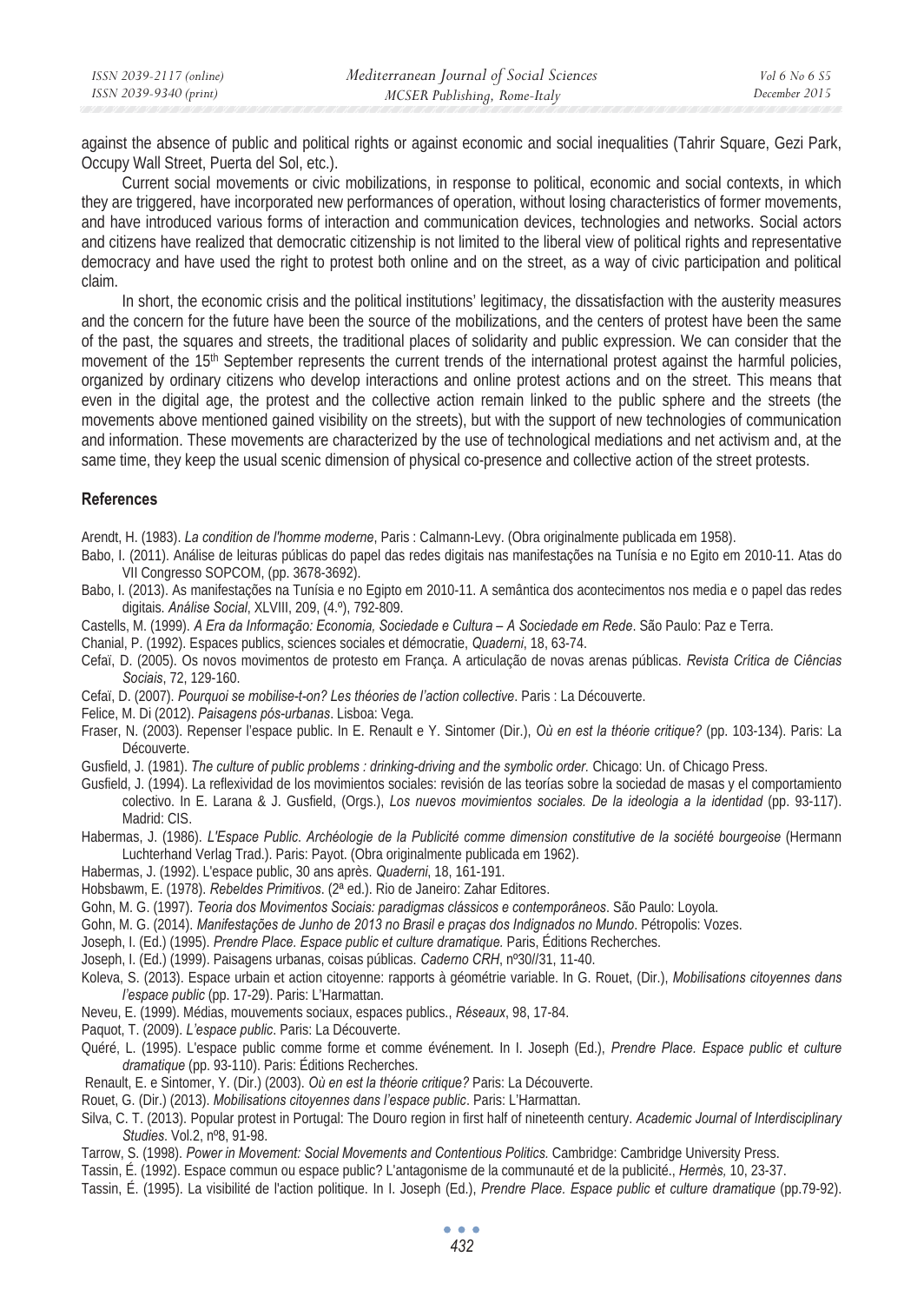against the absence of public and political rights or against economic and social inequalities (Tahrir Square, Gezi Park, Occupy Wall Street, Puerta del Sol, etc.).

Current social movements or civic mobilizations, in response to political, economic and social contexts, in which they are triggered, have incorporated new performances of operation, without losing characteristics of former movements, and have introduced various forms of interaction and communication devices, technologies and networks. Social actors and citizens have realized that democratic citizenship is not limited to the liberal view of political rights and representative democracy and have used the right to protest both online and on the street, as a way of civic participation and political claim.

In short, the economic crisis and the political institutions' legitimacy, the dissatisfaction with the austerity measures and the concern for the future have been the source of the mobilizations, and the centers of protest have been the same of the past, the squares and streets, the traditional places of solidarity and public expression. We can consider that the movement of the 15th September represents the current trends of the international protest against the harmful policies, organized by ordinary citizens who develop interactions and online protest actions and on the street. This means that even in the digital age, the protest and the collective action remain linked to the public sphere and the streets (the movements above mentioned gained visibility on the streets), but with the support of new technologies of communication and information. These movements are characterized by the use of technological mediations and net activism and, at the same time, they keep the usual scenic dimension of physical co-presence and collective action of the street protests.

## References

Arendt, H. (1983). *La condition de l'homme moderne*, Paris : Calmann-Levy. (Obra originalmente publicada em 1958).

Babo, I. (2011). Análise de leituras públicas do papel das redes digitais nas manifestações na Tunísia e no Egito em 2010-11. Atas do VII Congresso SOPCOM, (pp. 3678-3692).

Babo, I. (2013). As manifestações na Tunísia e no Egipto em 2010-11. A semântica dos acontecimentos nos media e o papel das redes digitais. *Análise Social*, XLVIII, 209, (4.º), 792-809.

Castells, M. (1999). *A Era da Informação: Economia, Sociedade e Cultura – A Sociedade em Rede*. São Paulo: Paz e Terra.

Chanial, P. (1992). Espaces publics, sciences sociales et démocratie, *Quaderni*, 18, 63-74.

Cefaï, D. (2005). Os novos movimentos de protesto em França. A articulação de novas arenas públicas. *Revista Crítica de Ciências Sociais*, 72, 129-160.

Cefaï, D. (2007). *Pourquoi se mobilise-t-on? Les théories de l'action collective*. Paris : La Découverte.

Felice, M. Di (2012). *Paisagens pós-urbanas*. Lisboa: Vega.

Fraser, N. (2003). Repenser l'espace public. In E. Renault e Y. Sintomer (Dir.), *Où en est la théorie critique?* (pp. 103-134). Paris: La Découverte.

Gusfield, J. (1981). *The culture of public problems : drinking-driving and the symbolic order.* Chicago: Un. of Chicago Press.

Gusfield, J. (1994). La reflexividad de los movimientos sociales: revisión de las teorías sobre la sociedad de masas y el comportamiento colectivo. In E. Larana & J. Gusfield, (Orgs.), *Los nuevos movimientos sociales. De la ideologia a la identidad* (pp. 93-117). Madrid: CIS.

Habermas, J. (1986). *L'Espace Public. Archéologie de la Publicité comme dimension constitutive de la société bourgeoise* (Hermann Luchterhand Verlag Trad.). Paris: Payot. (Obra originalmente publicada em 1962).

Habermas, J. (1992). L'espace public, 30 ans après. *Quaderni*, 18, 161-191.

Hobsbawm, E. (1978). *Rebeldes Primitivos*. (2ª ed.). Rio de Janeiro: Zahar Editores.

Gohn, M. G. (1997). *Teoria dos Movimentos Sociais: paradigmas clássicos e contemporâneos*. São Paulo: Loyola.

Gohn, M. G. (2014). *Manifestações de Junho de 2013 no Brasil e praças dos Indignados no Mundo*. Pétropolis: Vozes.

Joseph, I. (Ed.) (1995). *Prendre Place. Espace public et culture dramatique*. Paris, Éditions Recherches.

Joseph, I. (Ed.) (1999). Paisagens urbanas, coisas públicas. *Caderno CRH*, nº30//31, 11-40.

Koleva, S. (2013). Espace urbain et action citoyenne: rapports à géométrie variable. In G. Rouet, (Dir.), *Mobilisations citoyennes dans l'espace public* (pp. 17-29). Paris: L'Harmattan.

Neveu, E. (1999). Médias, mouvements sociaux, espaces publics., *Réseaux*, 98, 17-84.

Paquot, T. (2009). *L'espace public*. Paris: La Découverte.

Quéré, L. (1995). L'espace public comme forme et comme événement. In I. Joseph (Ed.), *Prendre Place. Espace public et culture dramatique* (pp. 93-110). Paris: Éditions Recherches.

Renault, E. e Sintomer, Y. (Dir.) (2003). *Où en est la théorie critique?* Paris: La Découverte.

Rouet, G. (Dir.) (2013). *Mobilisations citoyennes dans l'espace public*. Paris: L'Harmattan.

Silva, C. T. (2013). Popular protest in Portugal: The Douro region in first half of nineteenth century. *Academic Journal of Interdisciplinary Studies*. Vol.2, nº8, 91-98.

Tarrow, S. (1998). *Power in Movement: Social Movements and Contentious Politics.* Cambridge: Cambridge University Press.

Tassin, É. (1992). Espace commun ou espace public? L'antagonisme de la communauté et de la publicité., *Hermès,* 10, 23-37.

Tassin, É. (1995). La visibilité de l'action politique. In I. Joseph (Ed.), *Prendre Place. Espace public et culture dramatique* (pp.79-92).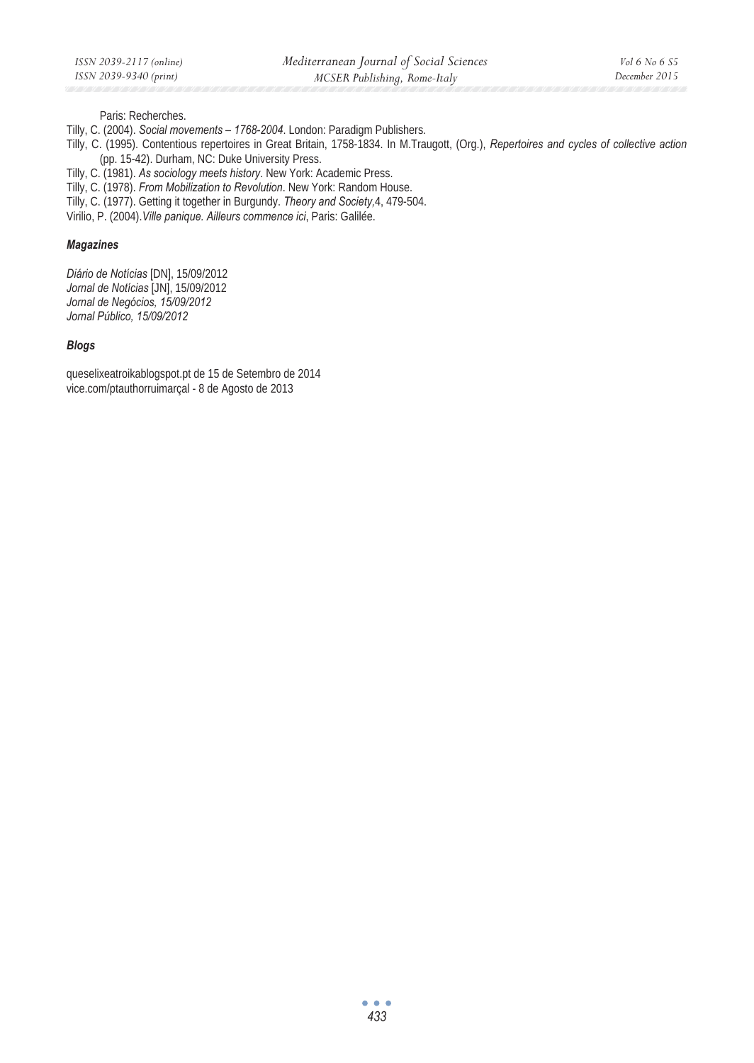Paris: Recherches.

Tilly, C. (2004). *Social movements – 1768-2004*. London: Paradigm Publishers.

Tilly, C. (1995). Contentious repertoires in Great Britain, 1758-1834. In M.Traugott, (Org.), *Repertoires and cycles of collective action* (pp. 15-42). Durham, NC: Duke University Press.

Tilly, C. (1981). *As sociology meets history*. New York: Academic Press.

Tilly, C. (1978). *From Mobilization to Revolution*. New York: Random House.

Tilly, C. (1977). Getting it together in Burgundy. *Theory and Society,*4, 479-504.

Virilio, P. (2004).*Ville panique. Ailleurs commence ici*, Paris: Galilée.

### *Magazines*

*Diário de Notícias* [DN], 15/09/2012
*Jornal de Notícias* [JN], 15/09/2012
*Jornal de Negócios, 15/09/2012*
*Jornal Público, 15/09/2012*

### *Blogs*

queselixeatroikablogspot.pt de 15 de Setembro de 2014
vice.com/ptauthorruimarçal - 8 de Agosto de 2013